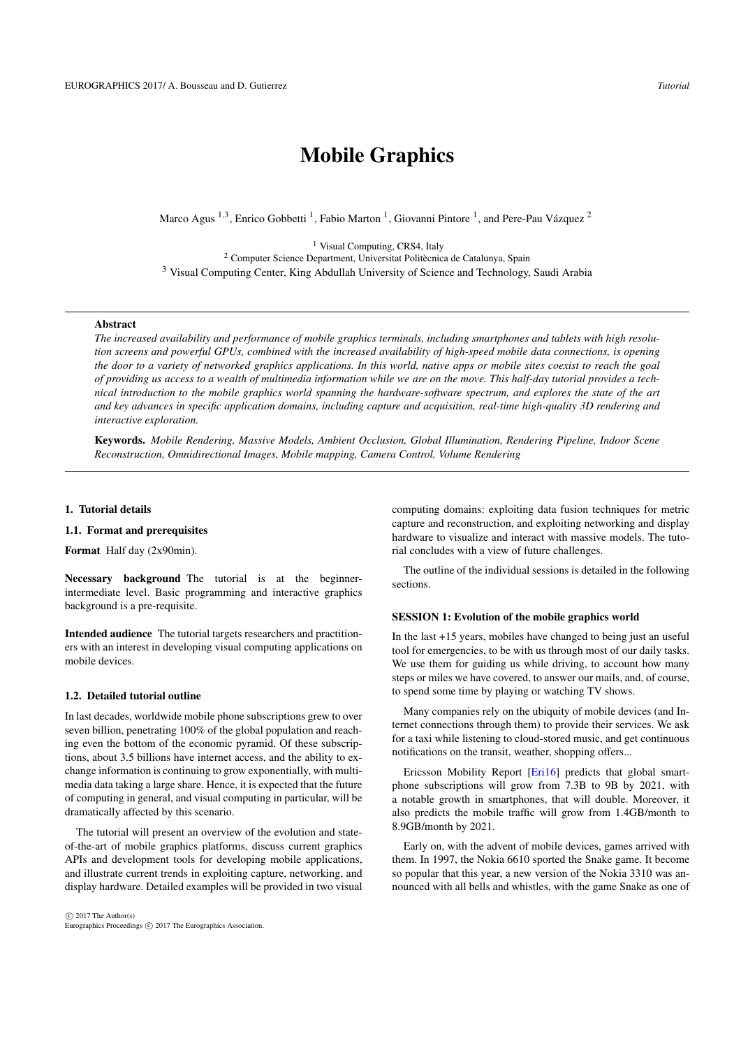# Mobile Graphics

Marco Agus [1,3], Enrico Gobbetti [1], Fabio Marton [1], Giovanni Pintore [1], and Pere-Pau Vázquez [2]

[1] Visual Computing, CRS4, Italy
[2] Computer Science Department, Universitat Politècnica de Catalunya, Spain
[3] Visual Computing Center, King Abdullah University of Science and Technology, Saudi Arabia

---

**Abstract**

*The increased availability and performance of mobile graphics terminals, including smartphones and tablets with high resolution screens and powerful GPUs, combined with the increased availability of high-speed mobile data connections, is opening the door to a variety of networked graphics applications. In this world, native apps or mobile sites coexist to reach the goal of providing us access to a wealth of multimedia information while we are on the move. This half-day tutorial provides a technical introduction to the mobile graphics world spanning the hardware-software spectrum, and explores the state of the art and key advances in specific application domains, including capture and acquisition, real-time high-quality 3D rendering and interactive exploration.*

**Keywords.** *Mobile Rendering, Massive Models, Ambient Occlusion, Global Illumination, Rendering Pipeline, Indoor Scene Reconstruction, Omnidirectional Images, Mobile mapping, Camera Control, Volume Rendering*

---

## 1. Tutorial details

### 1.1. Format and prerequisites

**Format** Half day (2x90min).

**Necessary background** The tutorial is at the beginner-intermediate level. Basic programming and interactive graphics background is a pre-requisite.

**Intended audience** The tutorial targets researchers and practitioners with an interest in developing visual computing applications on mobile devices.

### 1.2. Detailed tutorial outline

In last decades, worldwide mobile phone subscriptions grew to over seven billion, penetrating 100% of the global population and reaching even the bottom of the economic pyramid. Of these subscriptions, about 3.5 billions have internet access, and the ability to exchange information is continuing to grow exponentially, with multimedia data taking a large share. Hence, it is expected that the future of computing in general, and visual computing in particular, will be dramatically affected by this scenario.

The tutorial will present an overview of the evolution and state-of-the-art of mobile graphics platforms, discuss current graphics APIs and development tools for developing mobile applications, and illustrate current trends in exploiting capture, networking, and display hardware. Detailed examples will be provided in two visual computing domains: exploiting data fusion techniques for metric capture and reconstruction, and exploiting networking and display hardware to visualize and interact with massive models. The tutorial concludes with a view of future challenges.

The outline of the individual sessions is detailed in the following sections.

#### SESSION 1: Evolution of the mobile graphics world

In the last +15 years, mobiles have changed to being just an useful tool for emergencies, to be with us through most of our daily tasks. We use them for guiding us while driving, to account how many steps or miles we have covered, to answer our mails, and, of course, to spend some time by playing or watching TV shows.

Many companies rely on the ubiquity of mobile devices (and Internet connections through them) to provide their services. We ask for a taxi while listening to cloud-stored music, and get continuous notifications on the transit, weather, shopping offers...

Ericsson Mobility Report [Eri16] predicts that global smartphone subscriptions will grow from 7.3B to 9B by 2021, with a notable growth in smartphones, that will double. Moreover, it also predicts the mobile traffic will grow from 1.4GB/month to 8.9GB/month by 2021.

Early on, with the advent of mobile devices, games arrived with them. In 1997, the Nokia 6610 sported the Snake game. It become so popular that this year, a new version of the Nokia 3310 was announced with all bells and whistles, with the game Snake as one of

© 2017 The Author(s)
Eurographics Proceedings © 2017 The Eurographics Association.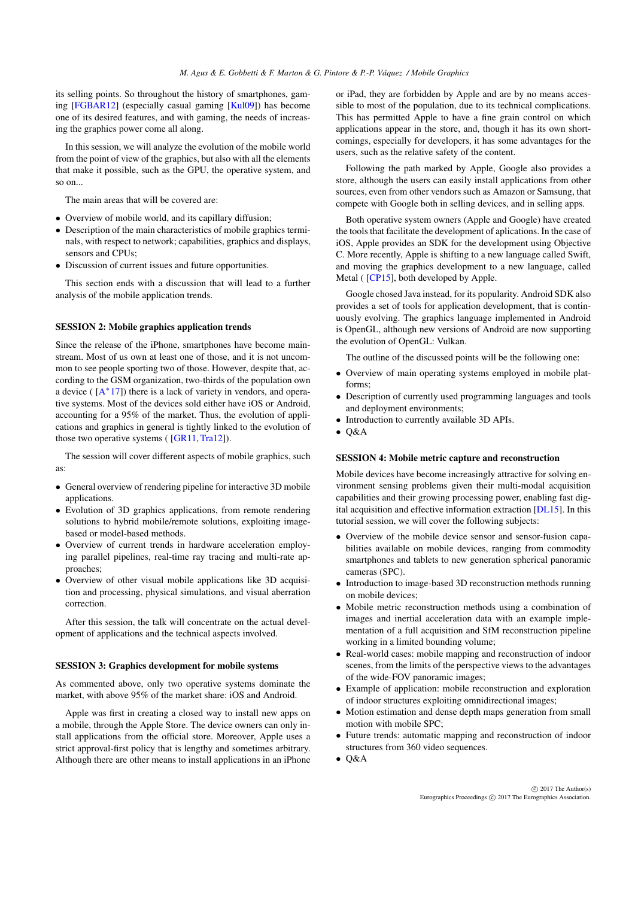its selling points. So throughout the history of smartphones, gaming [FGBAR12] (especially casual gaming [Kul09]) has become one of its desired features, and with gaming, the needs of increasing the graphics power come all along.

In this session, we will analyze the evolution of the mobile world from the point of view of the graphics, but also with all the elements that make it possible, such as the GPU, the operative system, and so on...

The main areas that will be covered are:

- Overview of mobile world, and its capillary diffusion;
- Description of the main characteristics of mobile graphics terminals, with respect to network; capabilities, graphics and displays, sensors and CPUs;
- Discussion of current issues and future opportunities.

This section ends with a discussion that will lead to a further analysis of the mobile application trends.

### SESSION 2: Mobile graphics application trends

Since the release of the iPhone, smartphones have become mainstream. Most of us own at least one of those, and it is not uncommon to see people sporting two of those. However, despite that, according to the GSM organization, two-thirds of the population own a device ( [A*17]) there is a lack of variety in vendors, and operative systems. Most of the devices sold either have iOS or Android, accounting for a 95% of the market. Thus, the evolution of applications and graphics in general is tightly linked to the evolution of those two operative systems ( [GR11, Tra12]).

The session will cover different aspects of mobile graphics, such as:

- General overview of rendering pipeline for interactive 3D mobile applications.
- Evolution of 3D graphics applications, from remote rendering solutions to hybrid mobile/remote solutions, exploiting image-based or model-based methods.
- Overview of current trends in hardware acceleration employing parallel pipelines, real-time ray tracing and multi-rate approaches;
- Overview of other visual mobile applications like 3D acquisition and processing, physical simulations, and visual aberration correction.

After this session, the talk will concentrate on the actual development of applications and the technical aspects involved.

### SESSION 3: Graphics development for mobile systems

As commented above, only two operative systems dominate the market, with above 95% of the market share: iOS and Android.

Apple was first in creating a closed way to install new apps on a mobile, through the Apple Store. The device owners can only install applications from the official store. Moreover, Apple uses a strict approval-first policy that is lengthy and sometimes arbitrary. Although there are other means to install applications in an iPhone or iPad, they are forbidden by Apple and are by no means accessible to most of the population, due to its technical complications. This has permitted Apple to have a fine grain control on which applications appear in the store, and, though it has its own shortcomings, especially for developers, it has some advantages for the users, such as the relative safety of the content.

Following the path marked by Apple, Google also provides a store, although the users can easily install applications from other sources, even from other vendors such as Amazon or Samsung, that compete with Google both in selling devices, and in selling apps.

Both operative system owners (Apple and Google) have created the tools that facilitate the development of aplications. In the case of iOS, Apple provides an SDK for the development using Objective C. More recently, Apple is shifting to a new language called Swift, and moving the graphics development to a new language, called Metal ( [CP15], both developed by Apple.

Google chosed Java instead, for its popularity. Android SDK also provides a set of tools for application development, that is continuously evolving. The graphics language implemented in Android is OpenGL, although new versions of Android are now supporting the evolution of OpenGL: Vulkan.

The outline of the discussed points will be the following one:

- Overview of main operating systems employed in mobile platforms;
- Description of currently used programming languages and tools and deployment environments;
- Introduction to currently available 3D APIs.
- Q&A

### SESSION 4: Mobile metric capture and reconstruction

Mobile devices have become increasingly attractive for solving environment sensing problems given their multi-modal acquisition capabilities and their growing processing power, enabling fast digital acquisition and effective information extraction [DL15]. In this tutorial session, we will cover the following subjects:

- Overview of the mobile device sensor and sensor-fusion capabilities available on mobile devices, ranging from commodity smartphones and tablets to new generation spherical panoramic cameras (SPC).
- Introduction to image-based 3D reconstruction methods running on mobile devices;
- Mobile metric reconstruction methods using a combination of images and inertial acceleration data with an example implementation of a full acquisition and SfM reconstruction pipeline working in a limited bounding volume;
- Real-world cases: mobile mapping and reconstruction of indoor scenes, from the limits of the perspective views to the advantages of the wide-FOV panoramic images;
- Example of application: mobile reconstruction and exploration of indoor structures exploiting omnidirectional images;
- Motion estimation and dense depth maps generation from small motion with mobile SPC;
- Future trends: automatic mapping and reconstruction of indoor structures from 360 video sequences.
- Q&A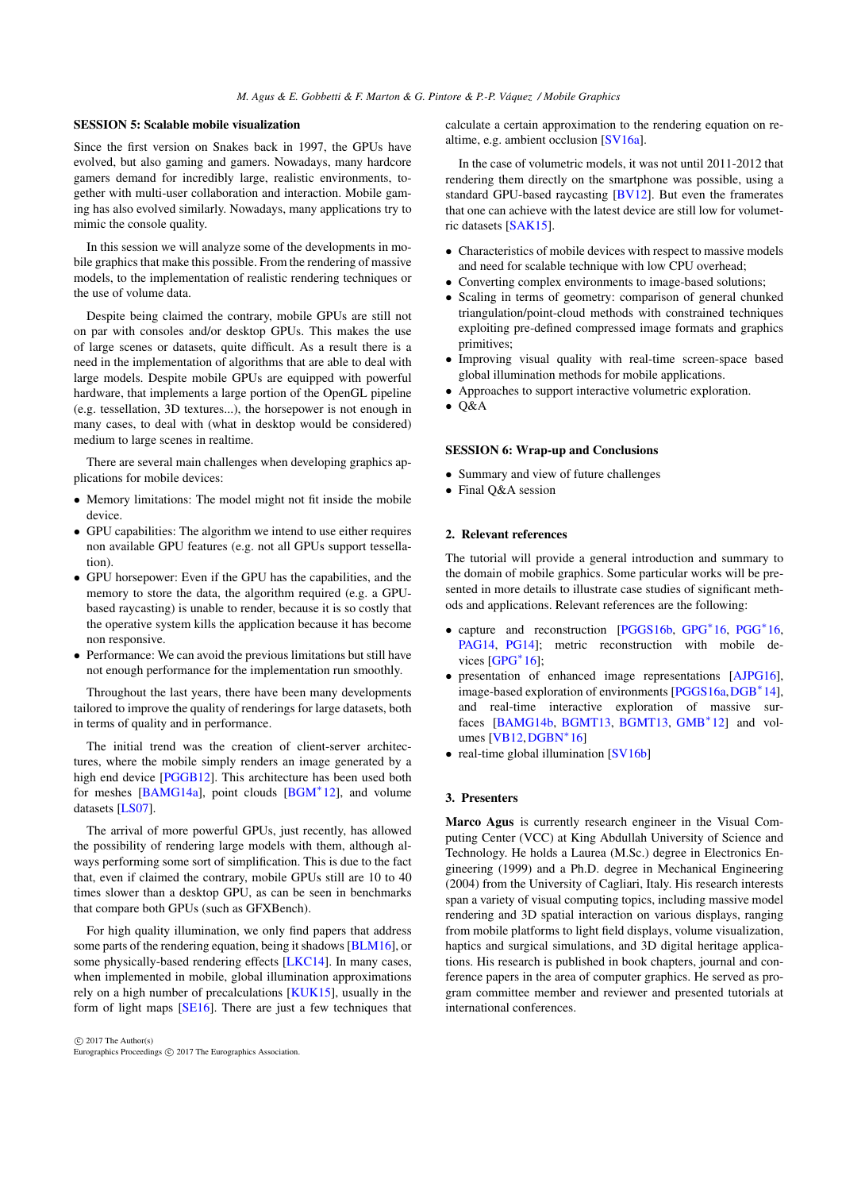**SESSION 5: Scalable mobile visualization**

Since the first version on Snakes back in 1997, the GPUs have evolved, but also gaming and gamers. Nowadays, many hardcore gamers demand for incredibly large, realistic environments, together with multi-user collaboration and interaction. Mobile gaming has also evolved similarly. Nowadays, many applications try to mimic the console quality.

In this session we will analyze some of the developments in mobile graphics that make this possible. From the rendering of massive models, to the implementation of realistic rendering techniques or the use of volume data.

Despite being claimed the contrary, mobile GPUs are still not on par with consoles and/or desktop GPUs. This makes the use of large scenes or datasets, quite difficult. As a result there is a need in the implementation of algorithms that are able to deal with large models. Despite mobile GPUs are equipped with powerful hardware, that implements a large portion of the OpenGL pipeline (e.g. tessellation, 3D textures...), the horsepower is not enough in many cases, to deal with (what in desktop would be considered) medium to large scenes in realtime.

There are several main challenges when developing graphics applications for mobile devices:

- Memory limitations: The model might not fit inside the mobile device.
- GPU capabilities: The algorithm we intend to use either requires non available GPU features (e.g. not all GPUs support tessellation).
- GPU horsepower: Even if the GPU has the capabilities, and the memory to store the data, the algorithm required (e.g. a GPU-based raycasting) is unable to render, because it is so costly that the operative system kills the application because it has become non responsive.
- Performance: We can avoid the previous limitations but still have not enough performance for the application run smoothly.

Throughout the last years, there have been many developments tailored to improve the quality of renderings for large datasets, both in terms of quality and in performance.

The initial trend was the creation of client-server architectures, where the mobile simply renders an image generated by a high end device [PGGB12]. This architecture has been used both for meshes [BAMG14a], point clouds [BGM*12], and volume datasets [LS07].

The arrival of more powerful GPUs, just recently, has allowed the possibility of rendering large models with them, although always performing some sort of simplification. This is due to the fact that, even if claimed the contrary, mobile GPUs still are 10 to 40 times slower than a desktop GPU, as can be seen in benchmarks that compare both GPUs (such as GFXBench).

For high quality illumination, we only find papers that address some parts of the rendering equation, being it shadows [BLM16], or some physically-based rendering effects [LKC14]. In many cases, when implemented in mobile, global illumination approximations rely on a high number of precalculations [KUK15], usually in the form of light maps [SE16]. There are just a few techniques that calculate a certain approximation to the rendering equation on realtime, e.g. ambient occlusion [SV16a].

In the case of volumetric models, it was not until 2011-2012 that rendering them directly on the smartphone was possible, using a standard GPU-based raycasting [BV12]. But even the framerates that one can achieve with the latest device are still low for volumetric datasets [SAK15].

- Characteristics of mobile devices with respect to massive models and need for scalable technique with low CPU overhead;
- Converting complex environments to image-based solutions;
- Scaling in terms of geometry: comparison of general chunked triangulation/point-cloud methods with constrained techniques exploiting pre-defined compressed image formats and graphics primitives;
- Improving visual quality with real-time screen-space based global illumination methods for mobile applications.
- Approaches to support interactive volumetric exploration.
- Q&A

**SESSION 6: Wrap-up and Conclusions**

- Summary and view of future challenges
- Final Q&A session

## 2. Relevant references

The tutorial will provide a general introduction and summary to the domain of mobile graphics. Some particular works will be presented in more details to illustrate case studies of significant methods and applications. Relevant references are the following:

- capture and reconstruction [PGGS16b, GPG*16, PGG*16, PAG14, PG14]; metric reconstruction with mobile devices [GPG*16];
- presentation of enhanced image representations [AJPG16], image-based exploration of environments [PGGS16a, DGB*14], and real-time interactive exploration of massive surfaces [BAMG14b, BGMT13, BGMT13, GMB*12] and volumes [VB12, DGBN*16]
- real-time global illumination [SV16b]

## 3. Presenters

**Marco Agus** is currently research engineer in the Visual Computing Center (VCC) at King Abdullah University of Science and Technology. He holds a Laurea (M.Sc.) degree in Electronics Engineering (1999) and a Ph.D. degree in Mechanical Engineering (2004) from the University of Cagliari, Italy. His research interests span a variety of visual computing topics, including massive model rendering and 3D spatial interaction on various displays, ranging from mobile platforms to light field displays, volume visualization, haptics and surgical simulations, and 3D digital heritage applications. His research is published in book chapters, journal and conference papers in the area of computer graphics. He served as program committee member and reviewer and presented tutorials at international conferences.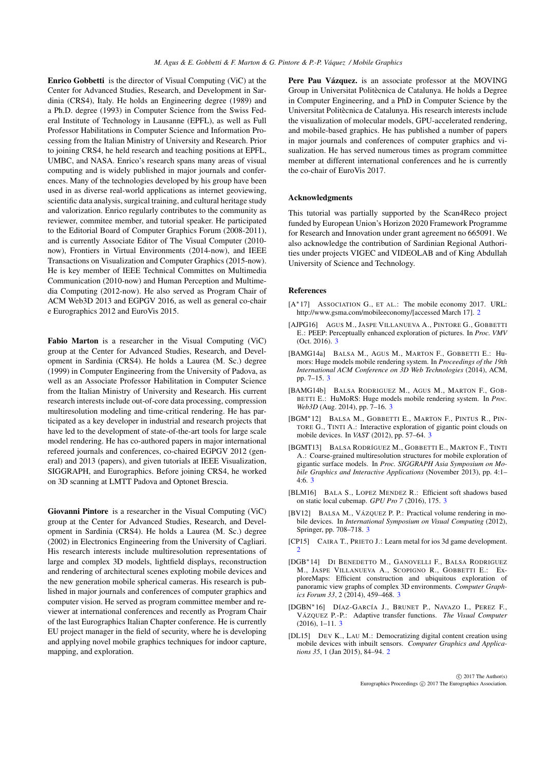**Enrico Gobbetti** is the director of Visual Computing (ViC) at the Center for Advanced Studies, Research, and Development in Sardinia (CRS4), Italy. He holds an Engineering degree (1989) and a Ph.D. degree (1993) in Computer Science from the Swiss Federal Institute of Technology in Lausanne (EPFL), as well as Full Professor Habilitations in Computer Science and Information Processing from the Italian Ministry of University and Research. Prior to joining CRS4, he held research and teaching positions at EPFL, UMBC, and NASA. Enrico's research spans many areas of visual computing and is widely published in major journals and conferences. Many of the technologies developed by his group have been used in as diverse real-world applications as internet geoviewing, scientific data analysis, surgical training, and cultural heritage study and valorization. Enrico regularly contributes to the community as reviewer, commitee member, and tutorial speaker. He participated to the Editorial Board of Computer Graphics Forum (2008-2011), and is currently Associate Editor of The Visual Computer (2010-now), Frontiers in Virtual Environments (2014-now), and IEEE Transactions on Visualization and Computer Graphics (2015-now). He is key member of IEEE Technical Committes on Multimedia Communication (2010-now) and Human Perception and Multimedia Computing (2012-now). He also served as Program Chair of ACM Web3D 2013 and EGPGV 2016, as well as general co-chair e Eurographics 2012 and EuroVis 2015.

**Fabio Marton** is a researcher in the Visual Computing (ViC) group at the Center for Advanced Studies, Research, and Development in Sardinia (CRS4). He holds a Laurea (M. Sc.) degree (1999) in Computer Engineering from the University of Padova, as well as an Associate Professor Habilitation in Computer Science from the Italian Ministry of University and Research. His current research interests include out-of-core data processing, compression multiresolution modeling and time-critical rendering. He has participated as a key developer in industrial and research projects that have led to the development of state-of-the-art tools for large scale model rendering. He has co-authored papers in major international refereed journals and conferences, co-chaired EGPGV 2012 (general) and 2013 (papers), and given tutorials at IEEE Visualization, SIGGRAPH, and Eurographics. Before joining CRS4, he worked on 3D scanning at LMTT Padova and Optonet Brescia.

**Giovanni Pintore** is a researcher in the Visual Computing (ViC) group at the Center for Advanced Studies, Research, and Development in Sardinia (CRS4). He holds a Laurea (M. Sc.) degree (2002) in Electronics Engineering from the University of Cagliari. His research interests include multiresolution representations of large and complex 3D models, lightfield displays, reconstruction and rendering of architectural scenes exploting mobile devices and the new generation mobile spherical cameras. His research is published in major journals and conferences of computer graphics and computer vision. He served as program committee member and reviewer at international conferences and recently as Program Chair of the last Eurographics Italian Chapter conference. He is currently EU project manager in the field of security, where he is developing and applying novel mobile graphics techniques for indoor capture, mapping, and exploration.

**Pere Pau Vázquez.** is an associate professor at the MOVING Group in Universitat Politècnica de Catalunya. He holds a Degree in Computer Engineering, and a PhD in Computer Science by the Universitat Politècnica de Catalunya. His research interests include the visualization of molecular models, GPU-accelerated rendering, and mobile-based graphics. He has published a number of papers in major journals and conferences of computer graphics and visualization. He has served numerous times as program committee member at different international conferences and he is currently the co-chair of EuroVis 2017.

### Acknowledgments

This tutorial was partially supported by the Scan4Reco project funded by European Union's Horizon 2020 Framework Programme for Research and Innovation under grant agreement no 665091. We also acknowledge the contribution of Sardinian Regional Authorities under projects VIGEC and VIDEOLAB and of King Abdullah University of Science and Technology.

### References

[A*17] Association G., et al.: The mobile economy 2017. URL: http://www.gsma.com/mobileeconomy/[accessed March 17]. 2

[AJPG16] Agus M., Jaspe Villanueva A., Pintore G., Gobbetti E.: PEEP: Perceptually enhanced exploration of pictures. In *Proc. VMV* (Oct. 2016). 3

[BAMG14a] Balsa M., Agus M., Marton F., Gobbetti E.: Humors: Huge models mobile rendering system. In *Proceedings of the 19th International ACM Conference on 3D Web Technologies* (2014), ACM, pp. 7–15. 3

[BAMG14b] Balsa Rodriguez M., Agus M., Marton F., Gobbetti E.: HuMoRS: Huge models mobile rendering system. In *Proc. Web3D* (Aug. 2014), pp. 7–16. 3

[BGM*12] Balsa M., Gobbetti E., Marton F., Pintus R., Pintore G., Tinti A.: Interactive exploration of gigantic point clouds on mobile devices. In *VAST* (2012), pp. 57–64. 3

[BGMT13] Balsa Rodríguez M., Gobbetti E., Marton F., Tinti A.: Coarse-grained multiresolution structures for mobile exploration of gigantic surface models. In *Proc. SIGGRAPH Asia Symposium on Mobile Graphics and Interactive Applications* (November 2013), pp. 4:1–4:6. 3

[BLM16] Bala S., Lopez Mendez R.: Efficient soft shadows based on static local cubemap. *GPU Pro 7* (2016), 175. 3

[BV12] Balsa M., Vázquez P. P.: Practical volume rendering in mobile devices. In *International Symposium on Visual Computing* (2012), Springer, pp. 708–718. 3

[CP15] Caira T., Prieto J.: Learn metal for ios 3d game development. 2

[DGB*14] Di Benedetto M., Ganovelli F., Balsa Rodriguez M., Jaspe Villanueva A., Scopigno R., Gobbetti E.: ExploreMaps: Efficient construction and ubiquitous exploration of panoramic view graphs of complex 3D environments. *Computer Graphics Forum 33*, 2 (2014), 459–468. 3

[DGBN*16] Díaz-García J., Brunet P., Navazo I., Perez F., Vázquez P.-P.: Adaptive transfer functions. *The Visual Computer* (2016), 1–11. 3

[DL15] Dev K., Lau M.: Democratizing digital content creation using mobile devices with inbuilt sensors. *Computer Graphics and Applications 35*, 1 (Jan 2015), 84–94. 2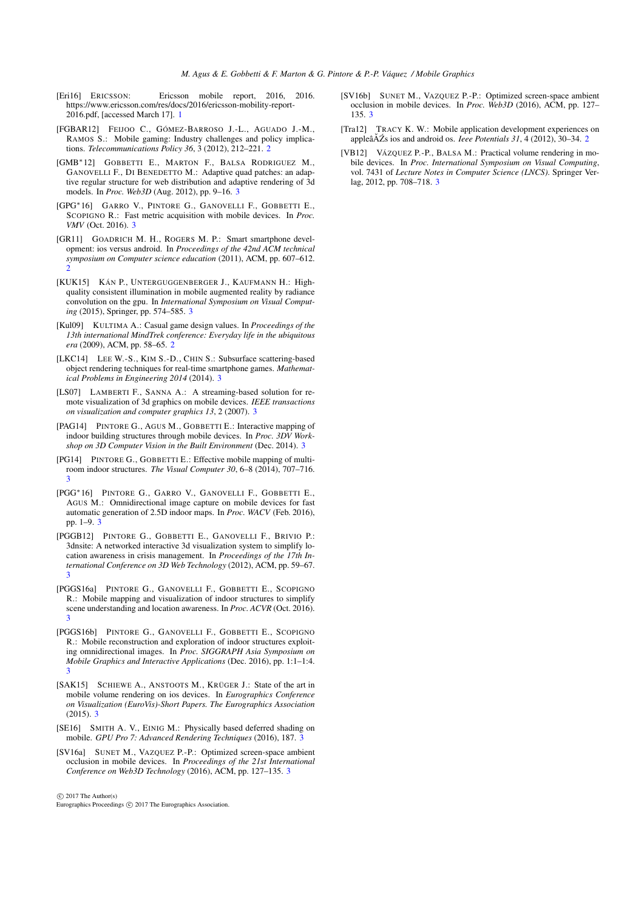[Eri16] ERICSSON: Ericsson mobile report, 2016, 2016. https://www.ericsson.com/res/docs/2016/ericsson-mobility-report-2016.pdf, [accessed March 17]. 1

[FGBAR12] FEIJOO C., GÓMEZ-BARROSO J.-L., AGUADO J.-M., RAMOS S.: Mobile gaming: Industry challenges and policy implications. *Telecommunications Policy 36*, 3 (2012), 212–221. 2

[GMB*12] GOBBETTI E., MARTON F., BALSA RODRIGUEZ M., GANOVELLI F., DI BENEDETTO M.: Adaptive quad patches: an adaptive regular structure for web distribution and adaptive rendering of 3d models. In *Proc. Web3D* (Aug. 2012), pp. 9–16. 3

[GPG*16] GARRO V., PINTORE G., GANOVELLI F., GOBBETTI E., SCOPIGNO R.: Fast metric acquisition with mobile devices. In *Proc. VMV* (Oct. 2016). 3

[GR11] GOADRICH M. H., ROGERS M. P.: Smart smartphone development: ios versus android. In *Proceedings of the 42nd ACM technical symposium on Computer science education* (2011), ACM, pp. 607–612. 2

[KUK15] KÁN P., UNTERGUGGENBERGER J., KAUFMANN H.: High-quality consistent illumination in mobile augmented reality by radiance convolution on the gpu. In *International Symposium on Visual Computing* (2015), Springer, pp. 574–585. 3

[Kul09] KULTIMA A.: Casual game design values. In *Proceedings of the 13th international MindTrek conference: Everyday life in the ubiquitous era* (2009), ACM, pp. 58–65. 2

[LKC14] LEE W.-S., KIM S.-D., CHIN S.: Subsurface scattering-based object rendering techniques for real-time smartphone games. *Mathematical Problems in Engineering 2014* (2014). 3

[LS07] LAMBERTI F., SANNA A.: A streaming-based solution for remote visualization of 3d graphics on mobile devices. *IEEE transactions on visualization and computer graphics 13*, 2 (2007). 3

[PAG14] PINTORE G., AGUS M., GOBBETTI E.: Interactive mapping of indoor building structures through mobile devices. In *Proc. 3DV Workshop on 3D Computer Vision in the Built Environment* (Dec. 2014). 3

[PG14] PINTORE G., GOBBETTI E.: Effective mobile mapping of multi-room indoor structures. *The Visual Computer 30*, 6–8 (2014), 707–716. 3

[PGG*16] PINTORE G., GARRO V., GANOVELLI F., GOBBETTI E., AGUS M.: Omnidirectional image capture on mobile devices for fast automatic generation of 2.5D indoor maps. In *Proc. WACV* (Feb. 2016), pp. 1–9. 3

[PGGB12] PINTORE G., GOBBETTI E., GANOVELLI F., BRIVIO P.: 3dnsite: A networked interactive 3d visualization system to simplify location awareness in crisis management. In *Proceedings of the 17th International Conference on 3D Web Technology* (2012), ACM, pp. 59–67. 3

[PGGS16a] PINTORE G., GANOVELLI F., GOBBETTI E., SCOPIGNO R.: Mobile mapping and visualization of indoor structures to simplify scene understanding and location awareness. In *Proc. ACVR* (Oct. 2016). 3

[PGGS16b] PINTORE G., GANOVELLI F., GOBBETTI E., SCOPIGNO R.: Mobile reconstruction and exploration of indoor structures exploiting omnidirectional images. In *Proc. SIGGRAPH Asia Symposium on Mobile Graphics and Interactive Applications* (Dec. 2016), pp. 1:1–1:4. 3

[SAK15] SCHIEWE A., ANSTOOTS M., KRÜGER J.: State of the art in mobile volume rendering on ios devices. In *Eurographics Conference on Visualization (EuroVis)-Short Papers. The Eurographics Association* (2015). 3

[SE16] SMITH A. V., EINIG M.: Physically based deferred shading on mobile. *GPU Pro 7: Advanced Rendering Techniques* (2016), 187. 3

[SV16a] SUNET M., VAZQUEZ P.-P.: Optimized screen-space ambient occlusion in mobile devices. In *Proceedings of the 21st International Conference on Web3D Technology* (2016), ACM, pp. 127–135. 3

[SV16b] SUNET M., VAZQUEZ P.-P.: Optimized screen-space ambient occlusion in mobile devices. In *Proc. Web3D* (2016), ACM, pp. 127–135. 3

[Tra12] TRACY K. W.: Mobile application development experiences on appleâĂŹs ios and android os. *Ieee Potentials 31*, 4 (2012), 30–34. 2

[VB12] VÁZQUEZ P.-P., BALSA M.: Practical volume rendering in mobile devices. In *Proc. International Symposium on Visual Computing*, vol. 7431 of *Lecture Notes in Computer Science (LNCS)*. Springer Verlag, 2012, pp. 708–718. 3